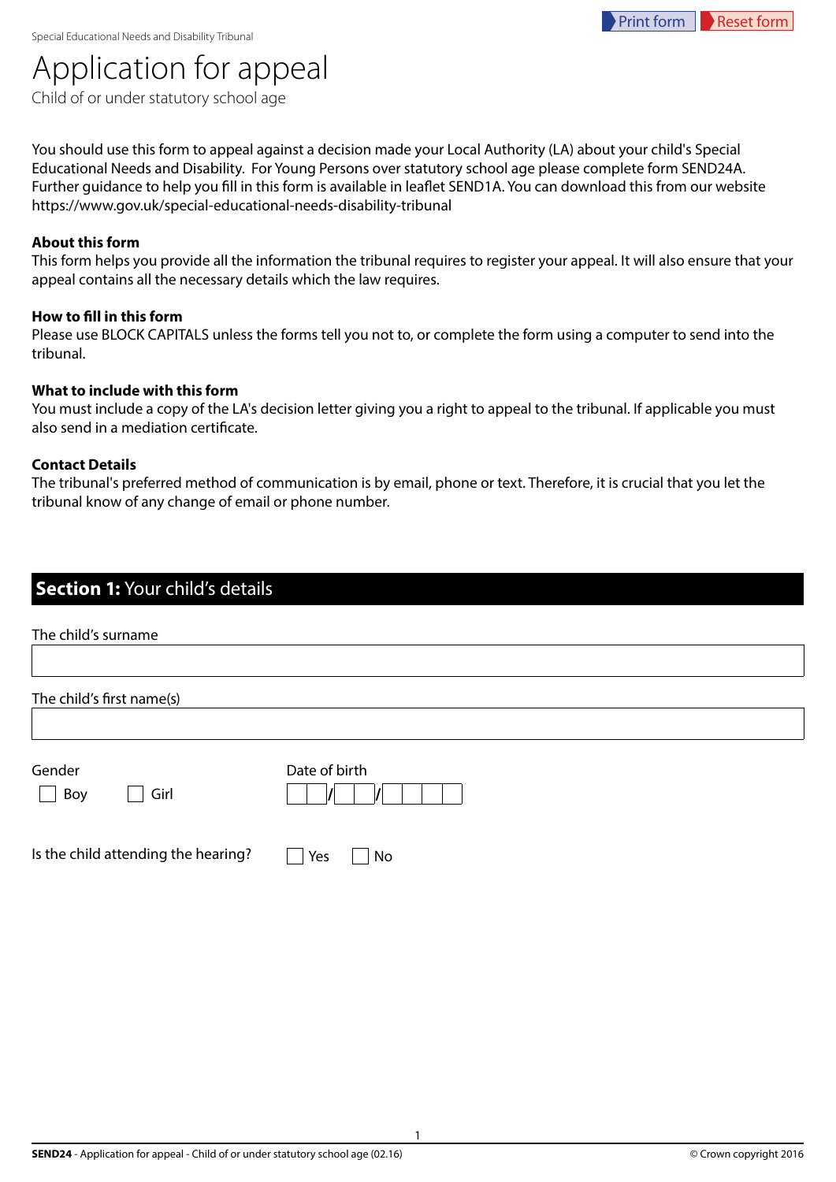Special Educational Needs and Disability Tribunal

# Application for appeal

Child of or under statutory school age

You should use this form to appeal against a decision made your Local Authority (LA) about your child's Special Educational Needs and Disability. For Young Persons over statutory school age please complete form SEND24A. Further guidance to help you fill in this form is available in leaflet SEND1A. You can download this from our website https://www.gov.uk/special-educational-needs-disability-tribunal

**About this form**
This form helps you provide all the information the tribunal requires to register your appeal. It will also ensure that your appeal contains all the necessary details which the law requires.

**How to fill in this form**
Please use BLOCK CAPITALS unless the forms tell you not to, or complete the form using a computer to send into the tribunal.

**What to include with this form**
You must include a copy of the LA's decision letter giving you a right to appeal to the tribunal. If applicable you must also send in a mediation certificate.

**Contact Details**
The tribunal's preferred method of communication is by email, phone or text. Therefore, it is crucial that you let the tribunal know of any change of email or phone number.

## Section 1: Your child's details

The child's surname

The child's first name(s)

Gender

☐ Boy ☐ Girl

Date of birth

__ __ / __ __ / __ __ __ __

Is the child attending the hearing? ☐ Yes ☐ No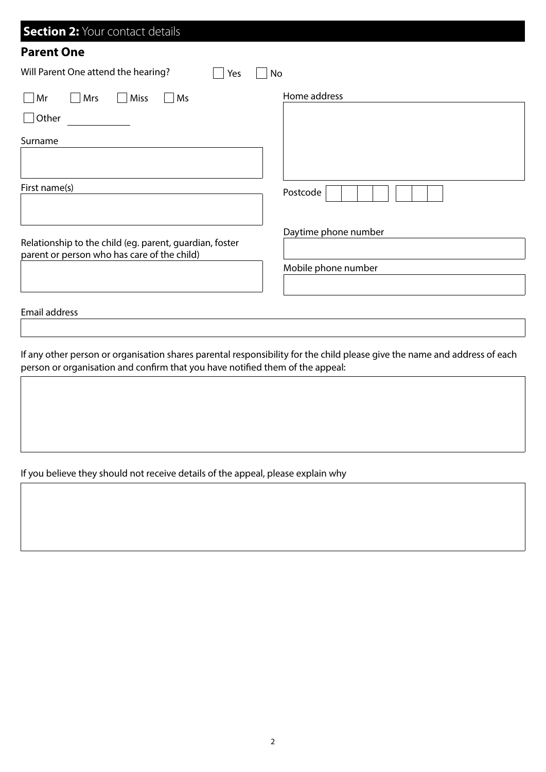## **Section 2:** Your contact details

### Parent One

Will Parent One attend the hearing? ☐ Yes ☐ No

☐ Mr ☐ Mrs ☐ Miss ☐ Ms

☐ Other ____________

Surname

First name(s)

Relationship to the child (eg. parent, guardian, foster parent or person who has care of the child)

Home address

Postcode

Daytime phone number

Mobile phone number

Email address

If any other person or organisation shares parental responsibility for the child please give the name and address of each person or organisation and confirm that you have notified them of the appeal:

If you believe they should not receive details of the appeal, please explain why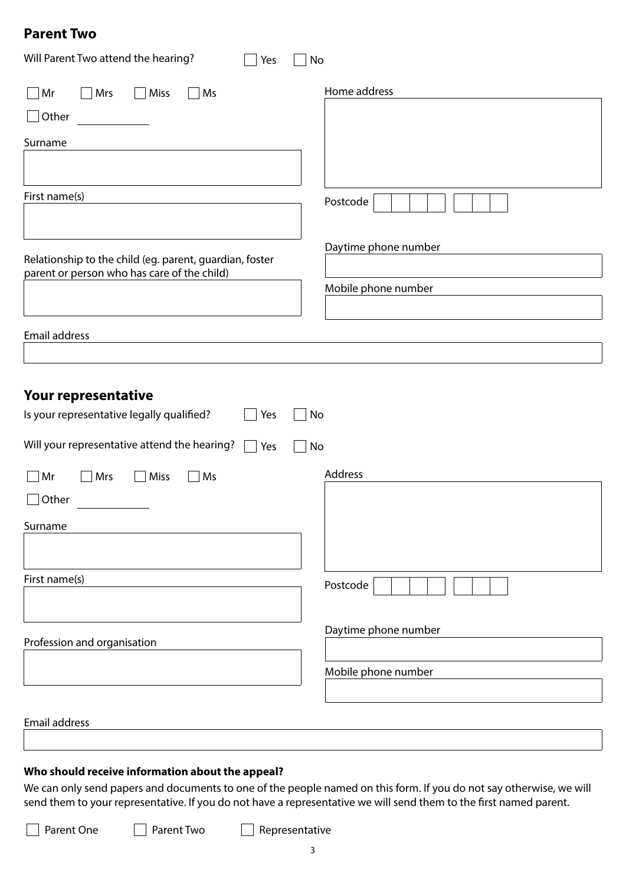## Parent Two

Will Parent Two attend the hearing? ☐ Yes ☐ No

☐ Mr ☐ Mrs ☐ Miss ☐ Ms

☐ Other ____________

Surname

First name(s)

Relationship to the child (eg. parent, guardian, foster parent or person who has care of the child)

Home address

Postcode

Daytime phone number

Mobile phone number

Email address

## Your representative

Is your representative legally qualified? ☐ Yes ☐ No

Will your representative attend the hearing? ☐ Yes ☐ No

☐ Mr ☐ Mrs ☐ Miss ☐ Ms

☐ Other ____________

Surname

First name(s)

Profession and organisation

Address

Postcode

Daytime phone number

Mobile phone number

Email address

### Who should receive information about the appeal?

We can only send papers and documents to one of the people named on this form. If you do not say otherwise, we will send them to your representative. If you do not have a representative we will send them to the first named parent.

☐ Parent One ☐ Parent Two ☐ Representative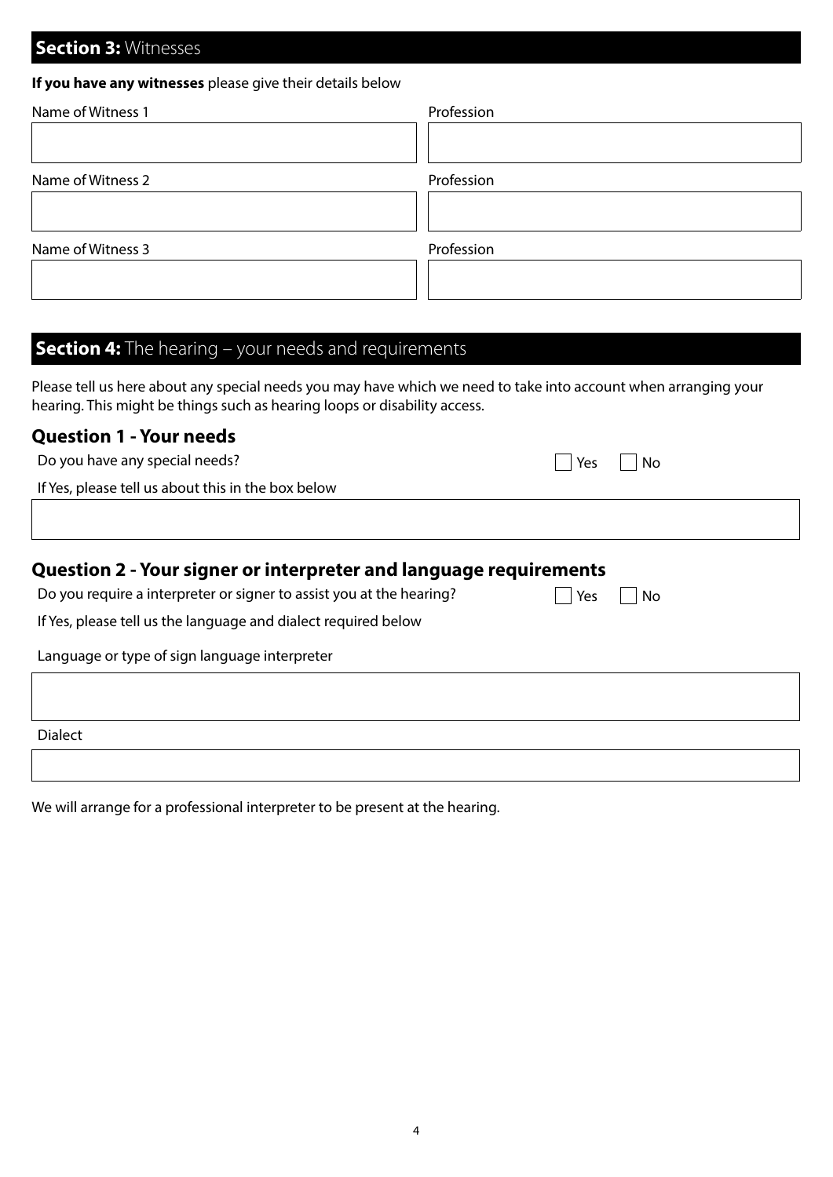## **Section 3:** Witnesses

**If you have any witnesses** please give their details below

| Name of Witness 1 | Profession |
|---|---|
| | |

| Name of Witness 2 | Profession |
|---|---|
| | |

| Name of Witness 3 | Profession |
|---|---|
| | |

## **Section 4:** The hearing – your needs and requirements

Please tell us here about any special needs you may have which we need to take into account when arranging your hearing. This might be things such as hearing loops or disability access.

### Question 1 - Your needs

Do you have any special needs? ☐ Yes ☐ No

If Yes, please tell us about this in the box below

### Question 2 - Your signer or interpreter and language requirements

Do you require a interpreter or signer to assist you at the hearing? ☐ Yes ☐ No

If Yes, please tell us the language and dialect required below

Language or type of sign language interpreter

Dialect

We will arrange for a professional interpreter to be present at the hearing.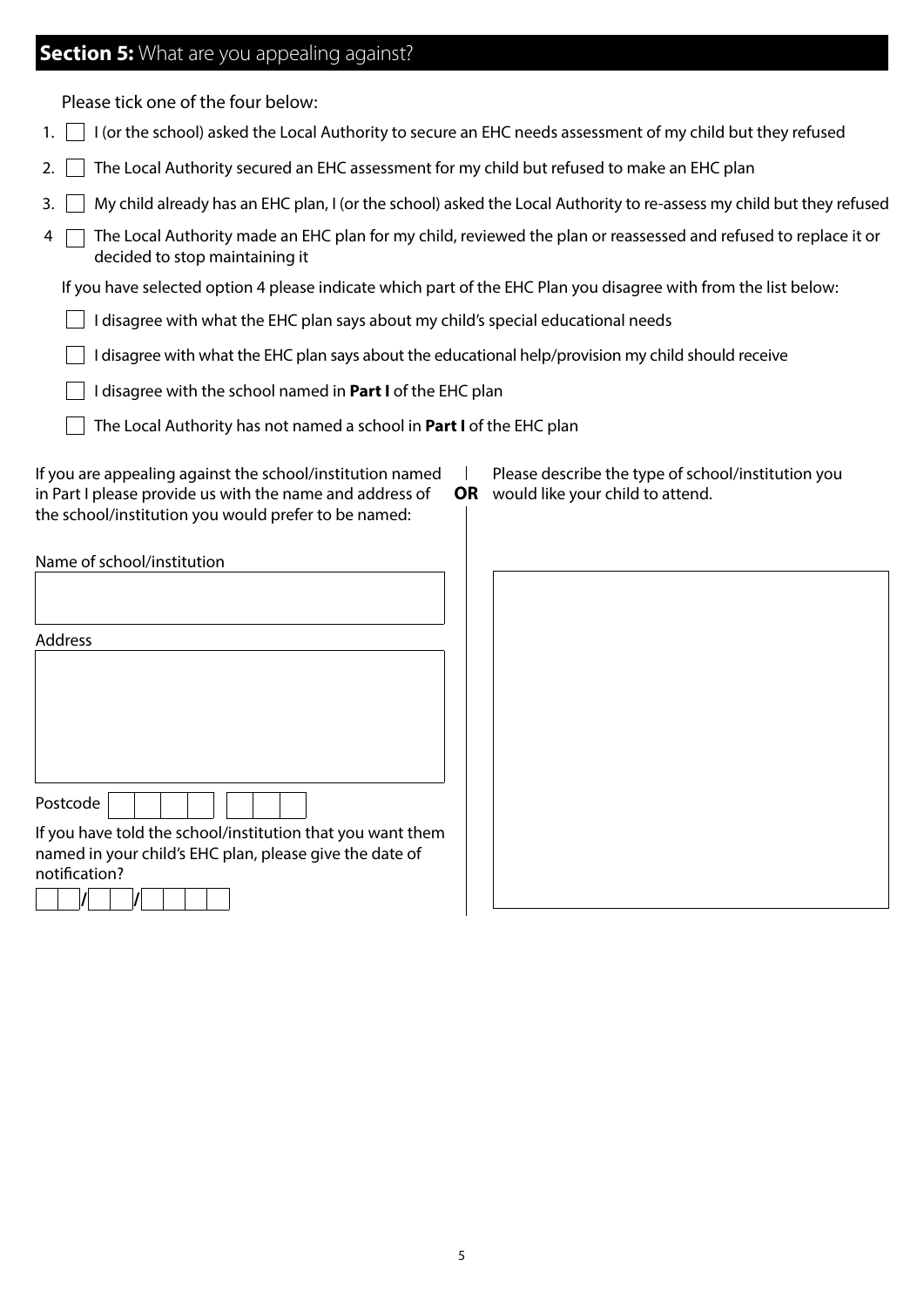## **Section 5:** What are you appealing against?

Please tick one of the four below:

1. ☐ I (or the school) asked the Local Authority to secure an EHC needs assessment of my child but they refused
2. ☐ The Local Authority secured an EHC assessment for my child but refused to make an EHC plan
3. ☐ My child already has an EHC plan, I (or the school) asked the Local Authority to re-assess my child but they refused
4. ☐ The Local Authority made an EHC plan for my child, reviewed the plan or reassessed and refused to replace it or decided to stop maintaining it

If you have selected option 4 please indicate which part of the EHC Plan you disagree with from the list below:

- ☐ I disagree with what the EHC plan says about my child's special educational needs
- ☐ I disagree with what the EHC plan says about the educational help/provision my child should receive
- ☐ I disagree with the school named in **Part I** of the EHC plan
- ☐ The Local Authority has not named a school in **Part I** of the EHC plan

If you are appealing against the school/institution named in Part I please provide us with the name and address of the school/institution you would prefer to be named:

Name of school/institution

Address

Postcode

If you have told the school/institution that you want them named in your child's EHC plan, please give the date of notification?

__ __ / __ __ / __ __ __ __

**OR**

Please describe the type of school/institution you would like your child to attend.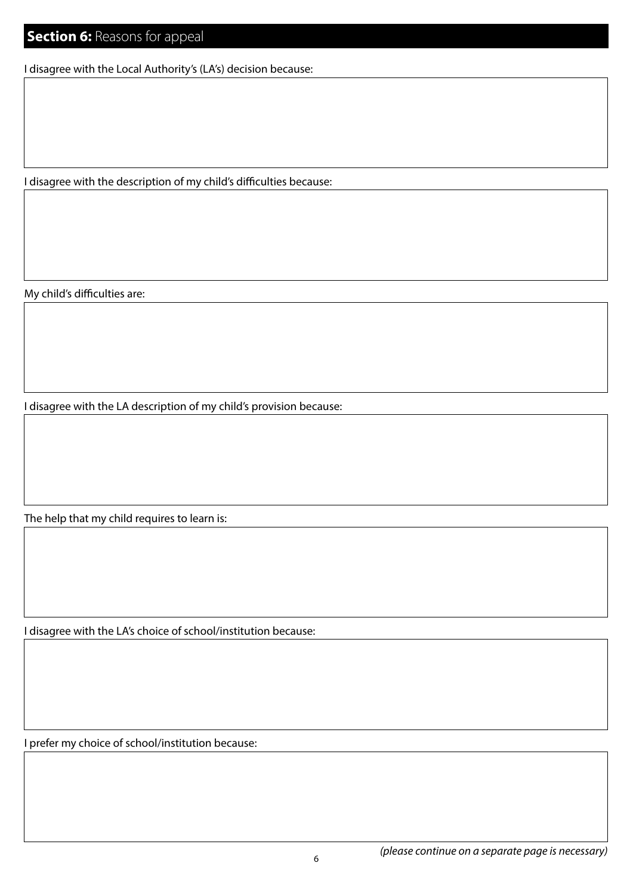## **Section 6:** Reasons for appeal

I disagree with the Local Authority's (LA's) decision because:

I disagree with the description of my child's difficulties because:

My child's difficulties are:

I disagree with the LA description of my child's provision because:

The help that my child requires to learn is:

I disagree with the LA's choice of school/institution because:

I prefer my choice of school/institution because:

*(please continue on a separate page is necessary)*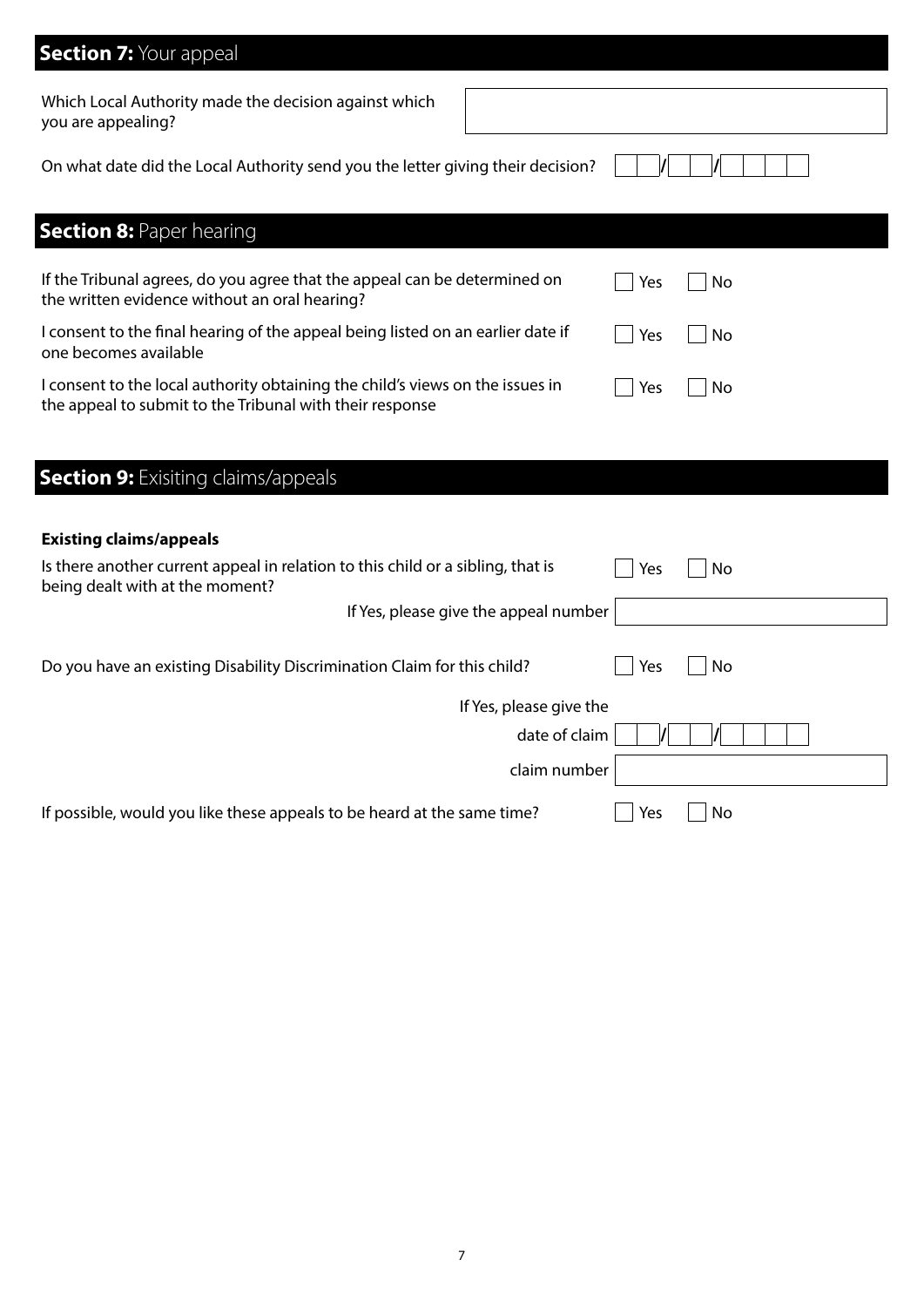## **Section 7:** Your appeal

Which Local Authority made the decision against which you are appealing?

On what date did the Local Authority send you the letter giving their decision? ☐☐/☐☐/☐☐☐☐

## **Section 8:** Paper hearing

If the Tribunal agrees, do you agree that the appeal can be determined on the written evidence without an oral hearing? ☐ Yes ☐ No

I consent to the final hearing of the appeal being listed on an earlier date if one becomes available ☐ Yes ☐ No

I consent to the local authority obtaining the child's views on the issues in the appeal to submit to the Tribunal with their response ☐ Yes ☐ No

## **Section 9:** Exisiting claims/appeals

**Existing claims/appeals**

Is there another current appeal in relation to this child or a sibling, that is being dealt with at the moment? ☐ Yes ☐ No

If Yes, please give the appeal number

Do you have an existing Disability Discrimination Claim for this child? ☐ Yes ☐ No

If Yes, please give the

date of claim ☐☐/☐☐/☐☐☐☐

claim number

If possible, would you like these appeals to be heard at the same time? ☐ Yes ☐ No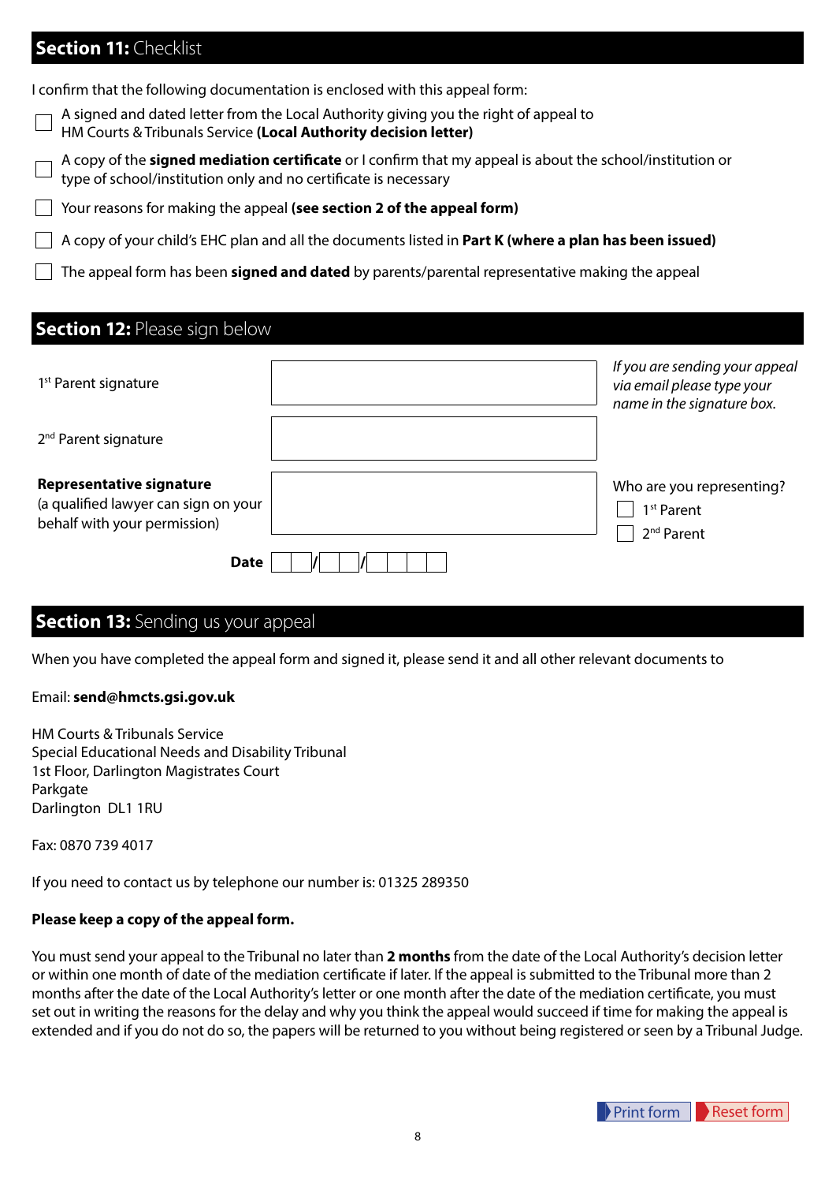## **Section 11:** Checklist

I confirm that the following documentation is enclosed with this appeal form:

- ☐ A signed and dated letter from the Local Authority giving you the right of appeal to HM Courts & Tribunals Service **(Local Authority decision letter)**
- ☐ A copy of the **signed mediation certificate** or I confirm that my appeal is about the school/institution or type of school/institution only and no certificate is necessary
- ☐ Your reasons for making the appeal **(see section 2 of the appeal form)**
- ☐ A copy of your child's EHC plan and all the documents listed in **Part K (where a plan has been issued)**
- ☐ The appeal form has been **signed and dated** by parents/parental representative making the appeal

## **Section 12:** Please sign below

| | | |
|---|---|---|
| 1st Parent signature | | *If you are sending your appeal via email please type your name in the signature box.* |
| 2nd Parent signature | | |
| **Representative signature** (a qualified lawyer can sign on your behalf with your permission) | | Who are you representing? ☐ 1st Parent ☐ 2nd Parent |
| **Date** | __ __ / __ __ / __ __ __ __ | |

## **Section 13:** Sending us your appeal

When you have completed the appeal form and signed it, please send it and all other relevant documents to

Email: **send@hmcts.gsi.gov.uk**

HM Courts & Tribunals Service
Special Educational Needs and Disability Tribunal
1st Floor, Darlington Magistrates Court
Parkgate
Darlington DL1 1RU

Fax: 0870 739 4017

If you need to contact us by telephone our number is: 01325 289350

**Please keep a copy of the appeal form.**

You must send your appeal to the Tribunal no later than **2 months** from the date of the Local Authority's decision letter or within one month of date of the mediation certificate if later. If the appeal is submitted to the Tribunal more than 2 months after the date of the Local Authority's letter or one month after the date of the mediation certificate, you must set out in writing the reasons for the delay and why you think the appeal would succeed if time for making the appeal is extended and if you do not do so, the papers will be returned to you without being registered or seen by a Tribunal Judge.

Print form | Reset form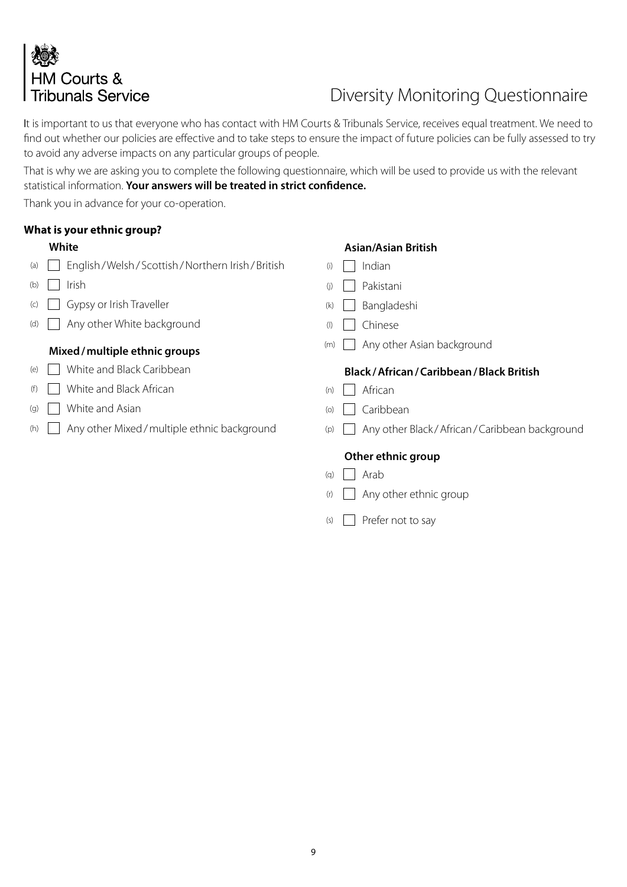HM Courts & Tribunals Service

# Diversity Monitoring Questionnaire

It is important to us that everyone who has contact with HM Courts & Tribunals Service, receives equal treatment. We need to find out whether our policies are effective and to take steps to ensure the impact of future policies can be fully assessed to try to avoid any adverse impacts on any particular groups of people.

That is why we are asking you to complete the following questionnaire, which will be used to provide us with the relevant statistical information. **Your answers will be treated in strict confidence.**

Thank you in advance for your co-operation.

**What is your ethnic group?**

**White**

- (a) ☐ English / Welsh / Scottish / Northern Irish / British
- (b) ☐ Irish
- (c) ☐ Gypsy or Irish Traveller
- (d) ☐ Any other White background

**Mixed / multiple ethnic groups**

- (e) ☐ White and Black Caribbean
- (f) ☐ White and Black African
- (g) ☐ White and Asian
- (h) ☐ Any other Mixed / multiple ethnic background

**Asian/Asian British**

- (i) ☐ Indian
- (j) ☐ Pakistani
- (k) ☐ Bangladeshi
- (l) ☐ Chinese
- (m) ☐ Any other Asian background

**Black / African / Caribbean / Black British**

- (n) ☐ African
- (o) ☐ Caribbean
- (p) ☐ Any other Black / African / Caribbean background

**Other ethnic group**

- (q) ☐ Arab
- (r) ☐ Any other ethnic group

- (s) ☐ Prefer not to say